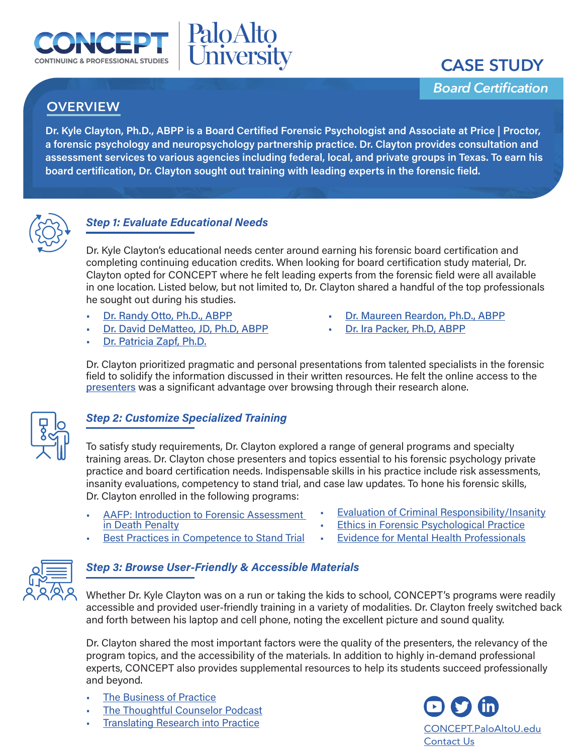CONCEPT
CONTINUING & PROFESSIONAL STUDIES

Palo Alto University

# CASE STUDY

*Board Certification*

## OVERVIEW

**Dr. Kyle Clayton, Ph.D., ABPP is a Board Certified Forensic Psychologist and Associate at Price | Proctor, a forensic psychology and neuropsychology partnership practice. Dr. Clayton provides consultation and assessment services to various agencies including federal, local, and private groups in Texas. To earn his board certification, Dr. Clayton sought out training with leading experts in the forensic field.**

### *Step 1: Evaluate Educational Needs*

Dr. Kyle Clayton's educational needs center around earning his forensic board certification and completing continuing education credits. When looking for board certification study material, Dr. Clayton opted for CONCEPT where he felt leading experts from the forensic field were all available in one location. Listed below, but not limited to, Dr. Clayton shared a handful of the top professionals he sought out during his studies.

- Dr. Randy Otto, Ph.D., ABPP
- Dr. David DeMatteo, JD, Ph.D, ABPP
- Dr. Patricia Zapf, Ph.D.
- Dr. Maureen Reardon, Ph.D., ABPP
- Dr. Ira Packer, Ph.D, ABPP

Dr. Clayton prioritized pragmatic and personal presentations from talented specialists in the forensic field to solidify the information discussed in their written resources. He felt the online access to the presenters was a significant advantage over browsing through their research alone.

### *Step 2: Customize Specialized Training*

To satisfy study requirements, Dr. Clayton explored a range of general programs and specialty training areas. Dr. Clayton chose presenters and topics essential to his forensic psychology private practice and board certification needs. Indispensable skills in his practice include risk assessments, insanity evaluations, competency to stand trial, and case law updates. To hone his forensic skills, Dr. Clayton enrolled in the following programs:

- AAFP: Introduction to Forensic Assessment in Death Penalty
- Best Practices in Competence to Stand Trial
- Evaluation of Criminal Responsibility/Insanity
- Ethics in Forensic Psychological Practice
- Evidence for Mental Health Professionals

### *Step 3: Browse User-Friendly & Accessible Materials*

Whether Dr. Kyle Clayton was on a run or taking the kids to school, CONCEPT's programs were readily accessible and provided user-friendly training in a variety of modalities. Dr. Clayton freely switched back and forth between his laptop and cell phone, noting the excellent picture and sound quality.

Dr. Clayton shared the most important factors were the quality of the presenters, the relevancy of the program topics, and the accessibility of the materials. In addition to highly in-demand professional experts, CONCEPT also provides supplemental resources to help its students succeed professionally and beyond.

- The Business of Practice
- The Thoughtful Counselor Podcast
- Translating Research into Practice

CONCEPT.PaloAltoU.edu
Contact Us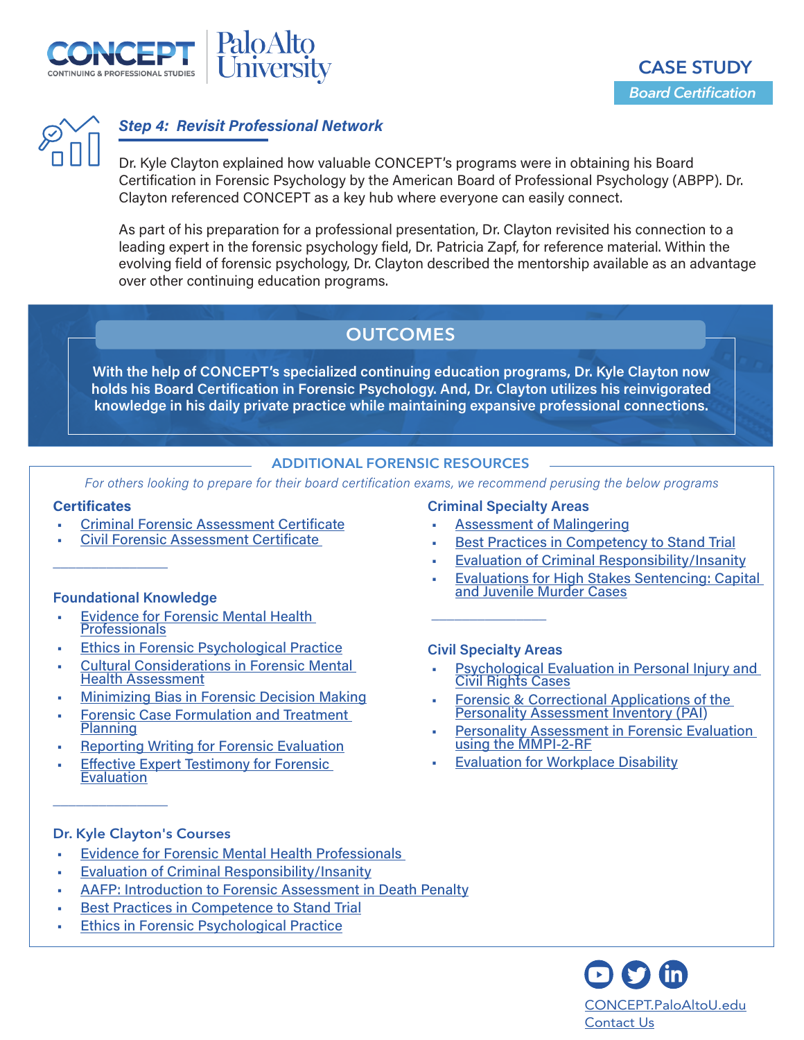**CASE STUDY**

*Board Certification*

### *Step 4: Revisit Professional Network*

Dr. Kyle Clayton explained how valuable CONCEPT's programs were in obtaining his Board Certification in Forensic Psychology by the American Board of Professional Psychology (ABPP). Dr. Clayton referenced CONCEPT as a key hub where everyone can easily connect.

As part of his preparation for a professional presentation, Dr. Clayton revisited his connection to a leading expert in the forensic psychology field, Dr. Patricia Zapf, for reference material. Within the evolving field of forensic psychology, Dr. Clayton described the mentorship available as an advantage over other continuing education programs.

## OUTCOMES

**With the help of CONCEPT's specialized continuing education programs, Dr. Kyle Clayton now holds his Board Certification in Forensic Psychology. And, Dr. Clayton utilizes his reinvigorated knowledge in his daily private practice while maintaining expansive professional connections.**

## ADDITIONAL FORENSIC RESOURCES

*For others looking to prepare for their board certification exams, we recommend perusing the below programs*

### Certificates

- Criminal Forensic Assessment Certificate
- Civil Forensic Assessment Certificate

### Foundational Knowledge

- Evidence for Forensic Mental Health Professionals
- Ethics in Forensic Psychological Practice
- Cultural Considerations in Forensic Mental Health Assessment
- Minimizing Bias in Forensic Decision Making
- Forensic Case Formulation and Treatment Planning
- Reporting Writing for Forensic Evaluation
- Effective Expert Testimony for Forensic Evaluation

### Criminal Specialty Areas

- Assessment of Malingering
- Best Practices in Competency to Stand Trial
- Evaluation of Criminal Responsibility/Insanity
- Evaluations for High Stakes Sentencing: Capital and Juvenile Murder Cases

### Civil Specialty Areas

- Psychological Evaluation in Personal Injury and Civil Rights Cases
- Forensic & Correctional Applications of the Personality Assessment Inventory (PAI)
- Personality Assessment in Forensic Evaluation using the MMPI-2-RF
- Evaluation for Workplace Disability

### Dr. Kyle Clayton's Courses

- Evidence for Forensic Mental Health Professionals
- Evaluation of Criminal Responsibility/Insanity
- AAFP: Introduction to Forensic Assessment in Death Penalty
- Best Practices in Competence to Stand Trial
- Ethics in Forensic Psychological Practice

CONCEPT.PaloAltoU.edu

Contact Us